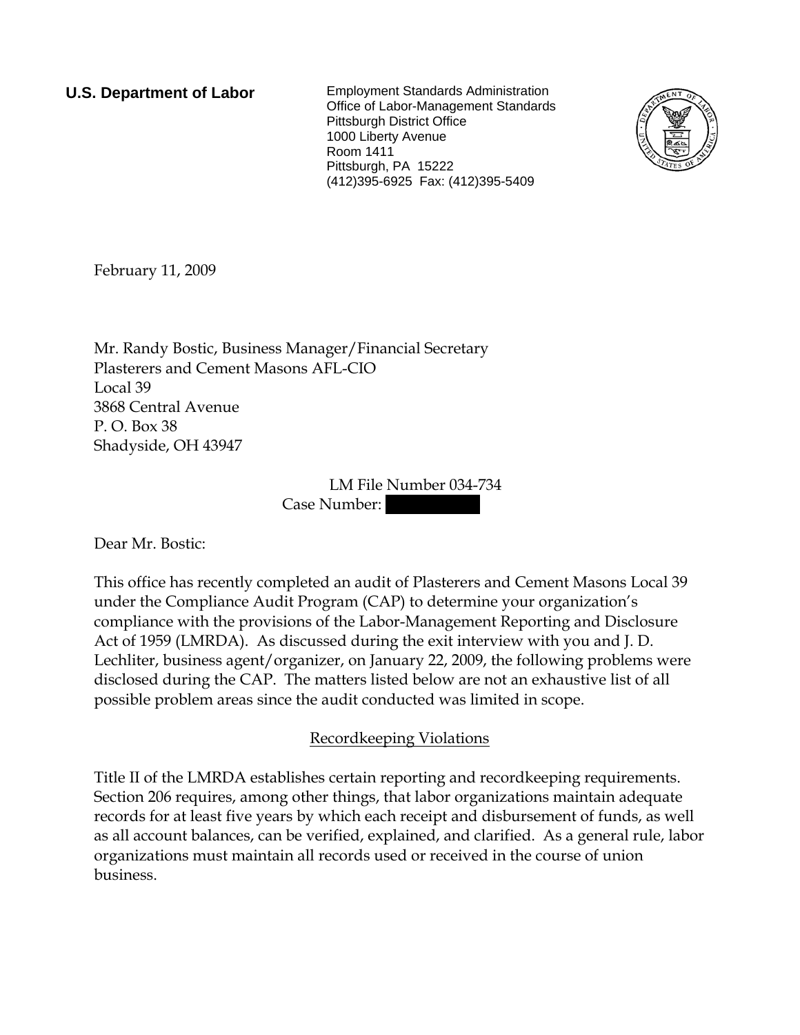**U.S. Department of Labor**

Employment Standards Administration
Office of Labor-Management Standards
Pittsburgh District Office
1000 Liberty Avenue
Room 1411
Pittsburgh, PA 15222
(412)395-6925 Fax: (412)395-5409

February 11, 2009

Mr. Randy Bostic, Business Manager/Financial Secretary
Plasterers and Cement Masons AFL-CIO
Local 39
3868 Central Avenue
P. O. Box 38
Shadyside, OH 43947

LM File Number 034-734
Case Number: [REDACTED]

Dear Mr. Bostic:

This office has recently completed an audit of Plasterers and Cement Masons Local 39 under the Compliance Audit Program (CAP) to determine your organization's compliance with the provisions of the Labor-Management Reporting and Disclosure Act of 1959 (LMRDA). As discussed during the exit interview with you and J. D. Lechliter, business agent/organizer, on January 22, 2009, the following problems were disclosed during the CAP. The matters listed below are not an exhaustive list of all possible problem areas since the audit conducted was limited in scope.

## Recordkeeping Violations

Title II of the LMRDA establishes certain reporting and recordkeeping requirements. Section 206 requires, among other things, that labor organizations maintain adequate records for at least five years by which each receipt and disbursement of funds, as well as all account balances, can be verified, explained, and clarified. As a general rule, labor organizations must maintain all records used or received in the course of union business.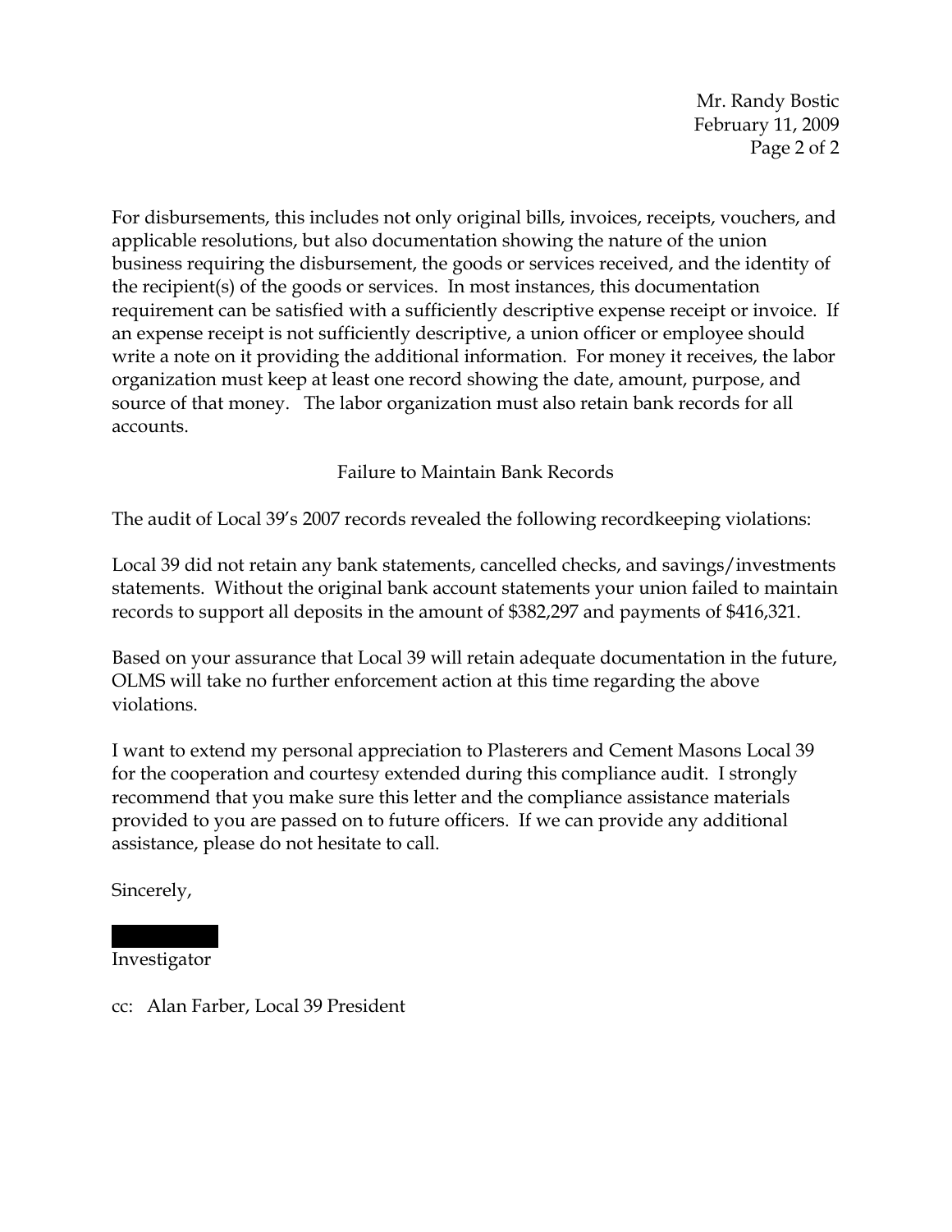For disbursements, this includes not only original bills, invoices, receipts, vouchers, and applicable resolutions, but also documentation showing the nature of the union business requiring the disbursement, the goods or services received, and the identity of the recipient(s) of the goods or services. In most instances, this documentation requirement can be satisfied with a sufficiently descriptive expense receipt or invoice. If an expense receipt is not sufficiently descriptive, a union officer or employee should write a note on it providing the additional information. For money it receives, the labor organization must keep at least one record showing the date, amount, purpose, and source of that money. The labor organization must also retain bank records for all accounts.

## Failure to Maintain Bank Records

The audit of Local 39's 2007 records revealed the following recordkeeping violations:

Local 39 did not retain any bank statements, cancelled checks, and savings/investments statements. Without the original bank account statements your union failed to maintain records to support all deposits in the amount of $382,297 and payments of $416,321.

Based on your assurance that Local 39 will retain adequate documentation in the future, OLMS will take no further enforcement action at this time regarding the above violations.

I want to extend my personal appreciation to Plasterers and Cement Masons Local 39 for the cooperation and courtesy extended during this compliance audit. I strongly recommend that you make sure this letter and the compliance assistance materials provided to you are passed on to future officers. If we can provide any additional assistance, please do not hesitate to call.

Sincerely,

Investigator

cc: Alan Farber, Local 39 President